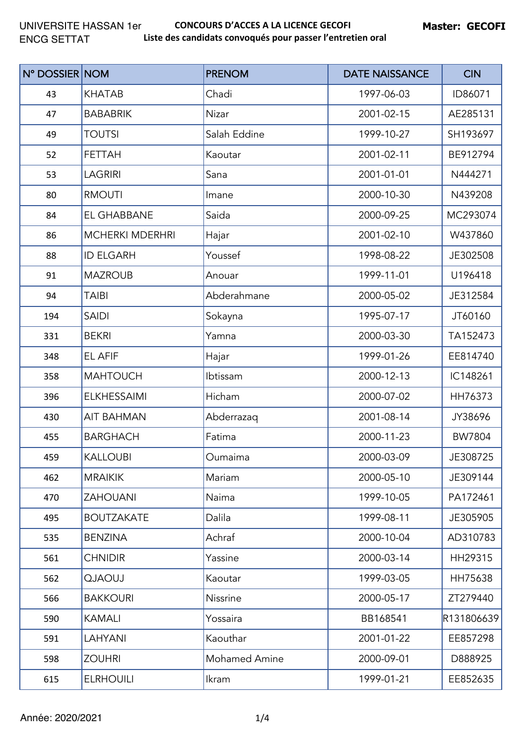UNIVERSITE HASSAN 1er
ENCG SETTAT

**CONCOURS D'ACCES A LA LICENCE GECOFI**
**Liste des candidats convoqués pour passer l'entretien oral**

**Master: GECOFI**

| N° DOSSIER | NOM | PRENOM | DATE NAISSANCE | CIN |
|---|---|---|---|---|
| 43 | KHATAB | Chadi | 1997-06-03 | ID86071 |
| 47 | BABABRIK | Nizar | 2001-02-15 | AE285131 |
| 49 | TOUTSI | Salah Eddine | 1999-10-27 | SH193697 |
| 52 | FETTAH | Kaoutar | 2001-02-11 | BE912794 |
| 53 | LAGRIRI | Sana | 2001-01-01 | N444271 |
| 80 | RMOUTI | Imane | 2000-10-30 | N439208 |
| 84 | EL GHABBANE | Saida | 2000-09-25 | MC293074 |
| 86 | MCHERKI MDERHRI | Hajar | 2001-02-10 | W437860 |
| 88 | ID ELGARH | Youssef | 1998-08-22 | JE302508 |
| 91 | MAZROUB | Anouar | 1999-11-01 | U196418 |
| 94 | TAIBI | Abderahmane | 2000-05-02 | JE312584 |
| 194 | SAIDI | Sokayna | 1995-07-17 | JT60160 |
| 331 | BEKRI | Yamna | 2000-03-30 | TA152473 |
| 348 | EL AFIF | Hajar | 1999-01-26 | EE814740 |
| 358 | MAHTOUCH | Ibtissam | 2000-12-13 | IC148261 |
| 396 | ELKHESSAIMI | Hicham | 2000-07-02 | HH76373 |
| 430 | AIT BAHMAN | Abderrazaq | 2001-08-14 | JY38696 |
| 455 | BARGHACH | Fatima | 2000-11-23 | BW7804 |
| 459 | KALLOUBI | Oumaima | 2000-03-09 | JE308725 |
| 462 | MRAIKIK | Mariam | 2000-05-10 | JE309144 |
| 470 | ZAHOUANI | Naima | 1999-10-05 | PA172461 |
| 495 | BOUTZAKATE | Dalila | 1999-08-11 | JE305905 |
| 535 | BENZINA | Achraf | 2000-10-04 | AD310783 |
| 561 | CHNIDIR | Yassine | 2000-03-14 | HH29315 |
| 562 | QJAOUJ | Kaoutar | 1999-03-05 | HH75638 |
| 566 | BAKKOURI | Nissrine | 2000-05-17 | ZT279440 |
| 590 | KAMALI | Yossaira | BB168541 | R131806639 |
| 591 | LAHYANI | Kaouthar | 2001-01-22 | EE857298 |
| 598 | ZOUHRI | Mohamed Amine | 2000-09-01 | D888925 |
| 615 | ELRHOUILI | Ikram | 1999-01-21 | EE852635 |

Année: 2020/2021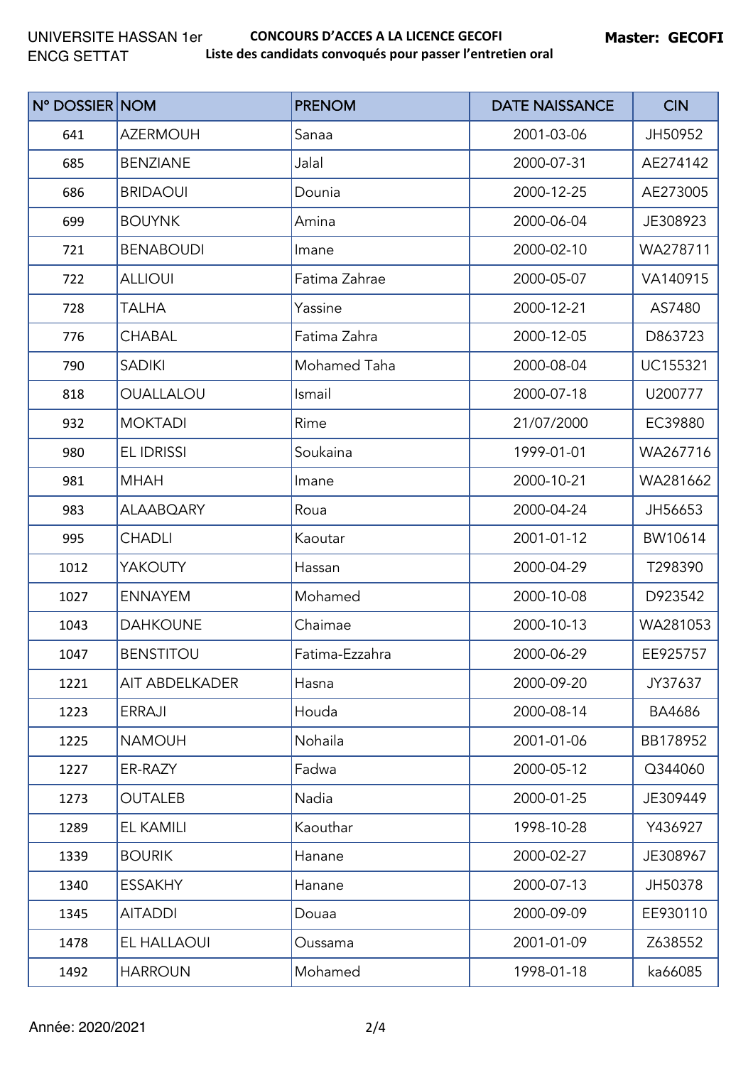UNIVERSITE HASSAN 1er
ENCG SETTAT

**CONCOURS D'ACCES A LA LICENCE GECOFI**
**Liste des candidats convoqués pour passer l'entretien oral**

**Master: GECOFI**

| N° DOSSIER | NOM | PRENOM | DATE NAISSANCE | CIN |
|---|---|---|---|---|
| 641 | AZERMOUH | Sanaa | 2001-03-06 | JH50952 |
| 685 | BENZIANE | Jalal | 2000-07-31 | AE274142 |
| 686 | BRIDAOUI | Dounia | 2000-12-25 | AE273005 |
| 699 | BOUYNK | Amina | 2000-06-04 | JE308923 |
| 721 | BENABOUDI | Imane | 2000-02-10 | WA278711 |
| 722 | ALLIOUI | Fatima Zahrae | 2000-05-07 | VA140915 |
| 728 | TALHA | Yassine | 2000-12-21 | AS7480 |
| 776 | CHABAL | Fatima Zahra | 2000-12-05 | D863723 |
| 790 | SADIKI | Mohamed Taha | 2000-08-04 | UC155321 |
| 818 | OUALLALOU | Ismail | 2000-07-18 | U200777 |
| 932 | MOKTADI | Rime | 21/07/2000 | EC39880 |
| 980 | EL IDRISSI | Soukaina | 1999-01-01 | WA267716 |
| 981 | MHAH | Imane | 2000-10-21 | WA281662 |
| 983 | ALAABQARY | Roua | 2000-04-24 | JH56653 |
| 995 | CHADLI | Kaoutar | 2001-01-12 | BW10614 |
| 1012 | YAKOUTY | Hassan | 2000-04-29 | T298390 |
| 1027 | ENNAYEM | Mohamed | 2000-10-08 | D923542 |
| 1043 | DAHKOUNE | Chaimae | 2000-10-13 | WA281053 |
| 1047 | BENSTITOU | Fatima-Ezzahra | 2000-06-29 | EE925757 |
| 1221 | AIT ABDELKADER | Hasna | 2000-09-20 | JY37637 |
| 1223 | ERRAJI | Houda | 2000-08-14 | BA4686 |
| 1225 | NAMOUH | Nohaila | 2001-01-06 | BB178952 |
| 1227 | ER-RAZY | Fadwa | 2000-05-12 | Q344060 |
| 1273 | OUTALEB | Nadia | 2000-01-25 | JE309449 |
| 1289 | EL KAMILI | Kaouthar | 1998-10-28 | Y436927 |
| 1339 | BOURIK | Hanane | 2000-02-27 | JE308967 |
| 1340 | ESSAKHY | Hanane | 2000-07-13 | JH50378 |
| 1345 | AITADDI | Douaa | 2000-09-09 | EE930110 |
| 1478 | EL HALLAOUI | Oussama | 2001-01-09 | Z638552 |
| 1492 | HARROUN | Mohamed | 1998-01-18 | ka66085 |

Année: 2020/2021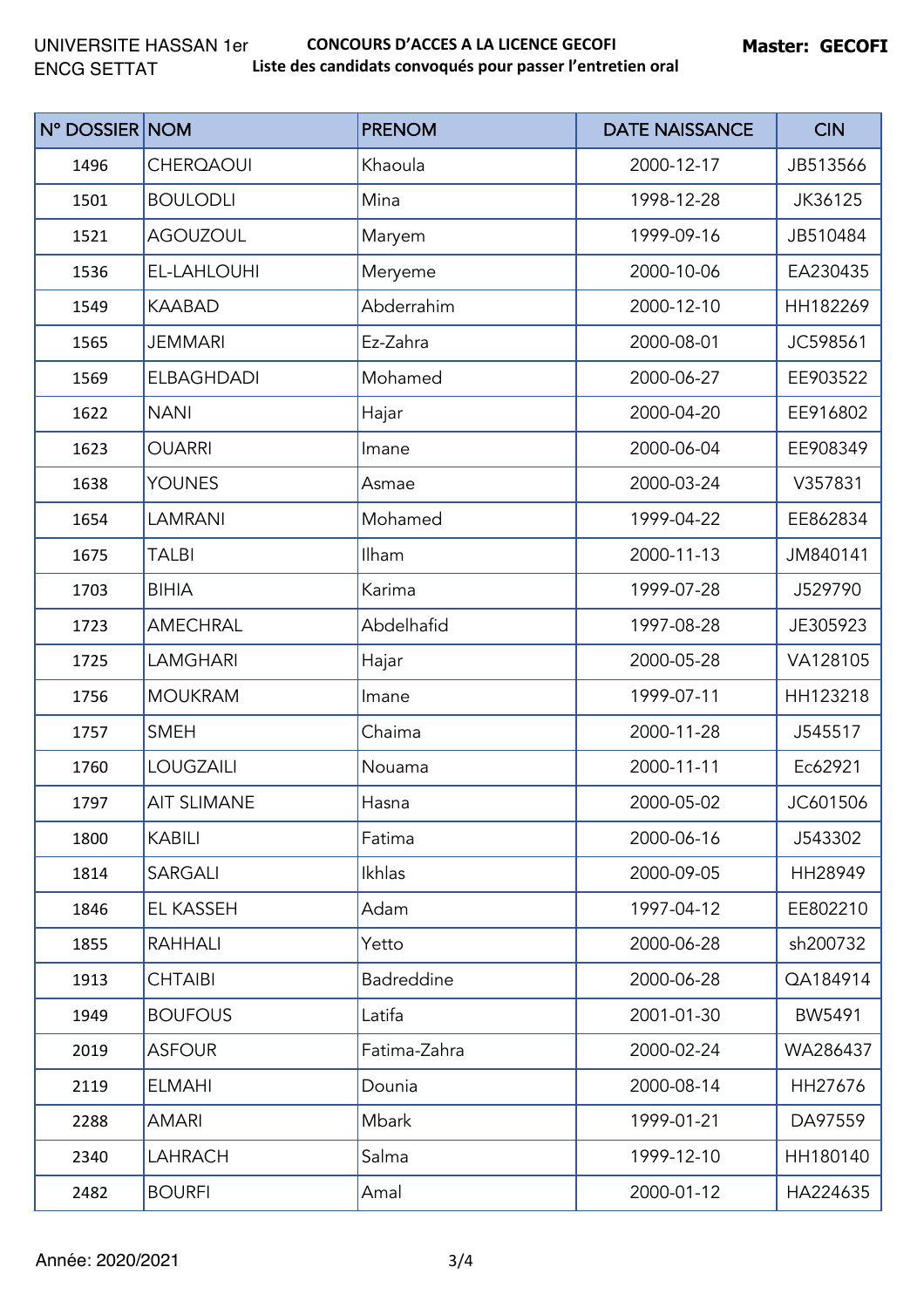UNIVERSITE HASSAN 1er
ENCG SETTAT

**CONCOURS D'ACCES A LA LICENCE GECOFI**
**Liste des candidats convoqués pour passer l'entretien oral**

**Master: GECOFI**

| N° DOSSIER | NOM | PRENOM | DATE NAISSANCE | CIN |
|---|---|---|---|---|
| 1496 | CHERQAOUI | Khaoula | 2000-12-17 | JB513566 |
| 1501 | BOULODLI | Mina | 1998-12-28 | JK36125 |
| 1521 | AGOUZOUL | Maryem | 1999-09-16 | JB510484 |
| 1536 | EL-LAHLOUHI | Meryeme | 2000-10-06 | EA230435 |
| 1549 | KAABAD | Abderrahim | 2000-12-10 | HH182269 |
| 1565 | JEMMARI | Ez-Zahra | 2000-08-01 | JC598561 |
| 1569 | ELBAGHDADI | Mohamed | 2000-06-27 | EE903522 |
| 1622 | NANI | Hajar | 2000-04-20 | EE916802 |
| 1623 | OUARRI | Imane | 2000-06-04 | EE908349 |
| 1638 | YOUNES | Asmae | 2000-03-24 | V357831 |
| 1654 | LAMRANI | Mohamed | 1999-04-22 | EE862834 |
| 1675 | TALBI | Ilham | 2000-11-13 | JM840141 |
| 1703 | BIHIA | Karima | 1999-07-28 | J529790 |
| 1723 | AMECHRAL | Abdelhafid | 1997-08-28 | JE305923 |
| 1725 | LAMGHARI | Hajar | 2000-05-28 | VA128105 |
| 1756 | MOUKRAM | Imane | 1999-07-11 | HH123218 |
| 1757 | SMEH | Chaima | 2000-11-28 | J545517 |
| 1760 | LOUGZAILI | Nouama | 2000-11-11 | Ec62921 |
| 1797 | AIT SLIMANE | Hasna | 2000-05-02 | JC601506 |
| 1800 | KABILI | Fatima | 2000-06-16 | J543302 |
| 1814 | SARGALI | Ikhlas | 2000-09-05 | HH28949 |
| 1846 | EL KASSEH | Adam | 1997-04-12 | EE802210 |
| 1855 | RAHHALI | Yetto | 2000-06-28 | sh200732 |
| 1913 | CHTAIBI | Badreddine | 2000-06-28 | QA184914 |
| 1949 | BOUFOUS | Latifa | 2001-01-30 | BW5491 |
| 2019 | ASFOUR | Fatima-Zahra | 2000-02-24 | WA286437 |
| 2119 | ELMAHI | Dounia | 2000-08-14 | HH27676 |
| 2288 | AMARI | Mbark | 1999-01-21 | DA97559 |
| 2340 | LAHRACH | Salma | 1999-12-10 | HH180140 |
| 2482 | BOURFI | Amal | 2000-01-12 | HA224635 |

Année: 2020/2021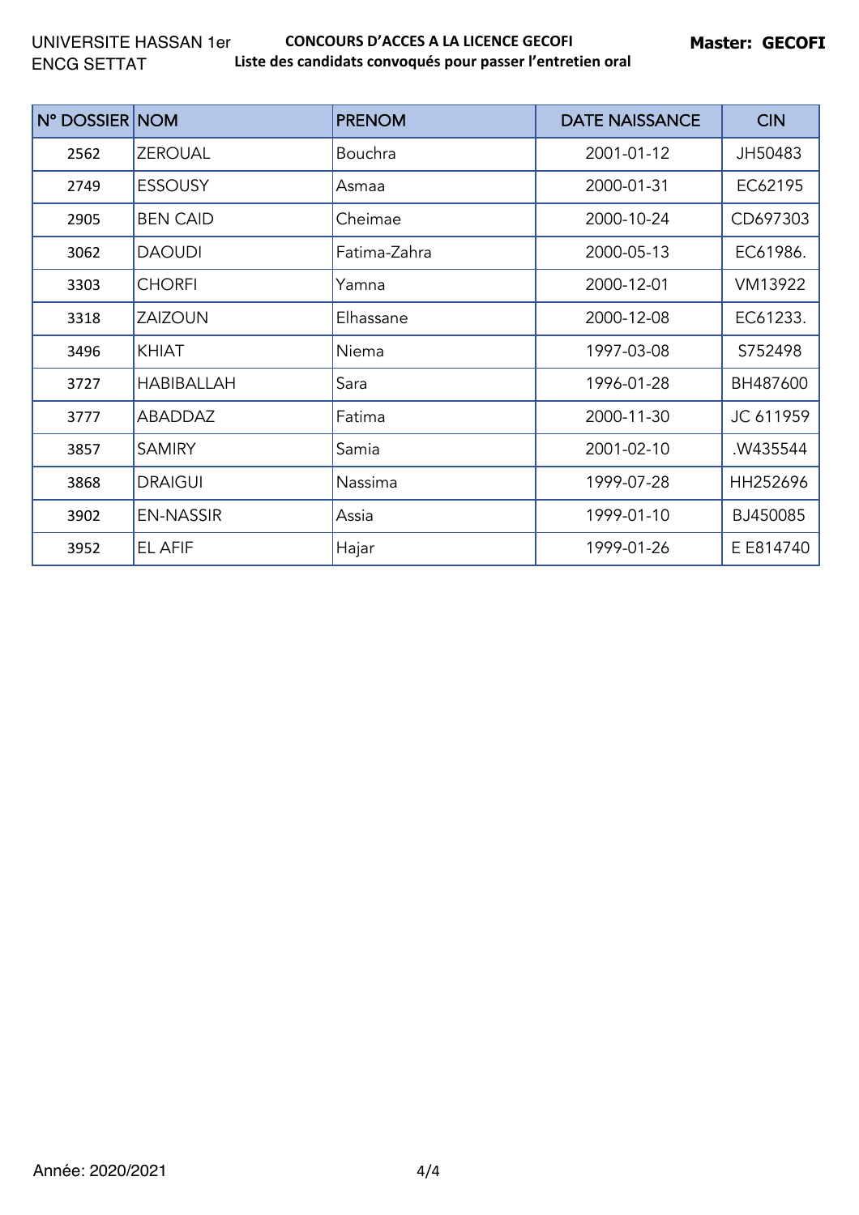UNIVERSITE HASSAN 1er
ENCG SETTAT

**CONCOURS D'ACCES A LA LICENCE GECOFI**
**Liste des candidats convoqués pour passer l'entretien oral**

**Master: GECOFI**

| N° DOSSIER | NOM | PRENOM | DATE NAISSANCE | CIN |
|---|---|---|---|---|
| 2562 | ZEROUAL | Bouchra | 2001-01-12 | JH50483 |
| 2749 | ESSOUSY | Asmaa | 2000-01-31 | EC62195 |
| 2905 | BEN CAID | Cheimae | 2000-10-24 | CD697303 |
| 3062 | DAOUDI | Fatima-Zahra | 2000-05-13 | EC61986. |
| 3303 | CHORFI | Yamna | 2000-12-01 | VM13922 |
| 3318 | ZAIZOUN | Elhassane | 2000-12-08 | EC61233. |
| 3496 | KHIAT | Niema | 1997-03-08 | S752498 |
| 3727 | HABIBALLAH | Sara | 1996-01-28 | BH487600 |
| 3777 | ABADDAZ | Fatima | 2000-11-30 | JC 611959 |
| 3857 | SAMIRY | Samia | 2001-02-10 | .W435544 |
| 3868 | DRAIGUI | Nassima | 1999-07-28 | HH252696 |
| 3902 | EN-NASSIR | Assia | 1999-01-10 | BJ450085 |
| 3952 | EL AFIF | Hajar | 1999-01-26 | E E814740 |

Année: 2020/2021